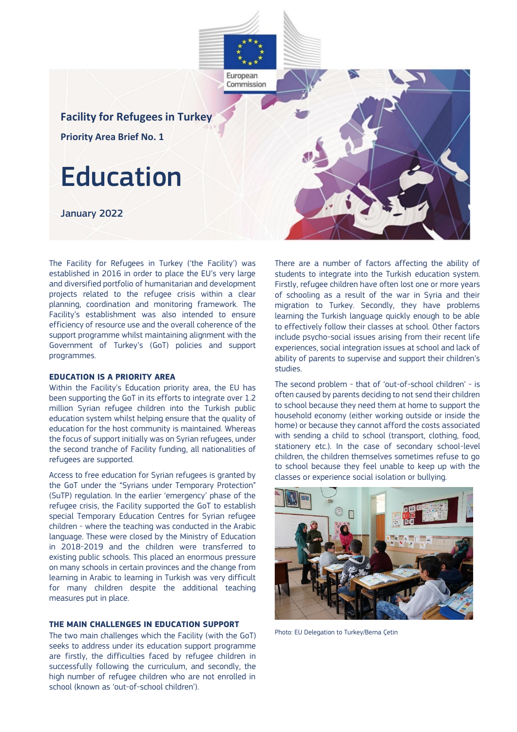European Commission

**Facility for Refugees in Turkey**

**Priority Area Brief No. 1**

# Education

January 2022

The Facility for Refugees in Turkey ('the Facility') was established in 2016 in order to place the EU's very large and diversified portfolio of humanitarian and development projects related to the refugee crisis within a clear planning, coordination and monitoring framework. The Facility's establishment was also intended to ensure efficiency of resource use and the overall coherence of the support programme whilst maintaining alignment with the Government of Turkey's (GoT) policies and support programmes.

## EDUCATION IS A PRIORITY AREA

Within the Facility's Education priority area, the EU has been supporting the GoT in its efforts to integrate over 1.2 million Syrian refugee children into the Turkish public education system whilst helping ensure that the quality of education for the host community is maintained. Whereas the focus of support initially was on Syrian refugees, under the second tranche of Facility funding, all nationalities of refugees are supported.

Access to free education for Syrian refugees is granted by the GoT under the "Syrians under Temporary Protection" (SuTP) regulation. In the earlier 'emergency' phase of the refugee crisis, the Facility supported the GoT to establish special Temporary Education Centres for Syrian refugee children - where the teaching was conducted in the Arabic language. These were closed by the Ministry of Education in 2018-2019 and the children were transferred to existing public schools. This placed an enormous pressure on many schools in certain provinces and the change from learning in Arabic to learning in Turkish was very difficult for many children despite the additional teaching measures put in place.

## THE MAIN CHALLENGES IN EDUCATION SUPPORT

The two main challenges which the Facility (with the GoT) seeks to address under its education support programme are firstly, the difficulties faced by refugee children in successfully following the curriculum, and secondly, the high number of refugee children who are not enrolled in school (known as 'out-of-school children').

There are a number of factors affecting the ability of students to integrate into the Turkish education system. Firstly, refugee children have often lost one or more years of schooling as a result of the war in Syria and their migration to Turkey. Secondly, they have problems learning the Turkish language quickly enough to be able to effectively follow their classes at school. Other factors include psycho-social issues arising from their recent life experiences, social integration issues at school and lack of ability of parents to supervise and support their children's studies.

The second problem - that of 'out-of-school children' - is often caused by parents deciding to not send their children to school because they need them at home to support the household economy (either working outside or inside the home) or because they cannot afford the costs associated with sending a child to school (transport, clothing, food, stationery etc.). In the case of secondary school-level children, the children themselves sometimes refuse to go to school because they feel unable to keep up with the classes or experience social isolation or bullying.

Photo: EU Delegation to Turkey/Berna Çetin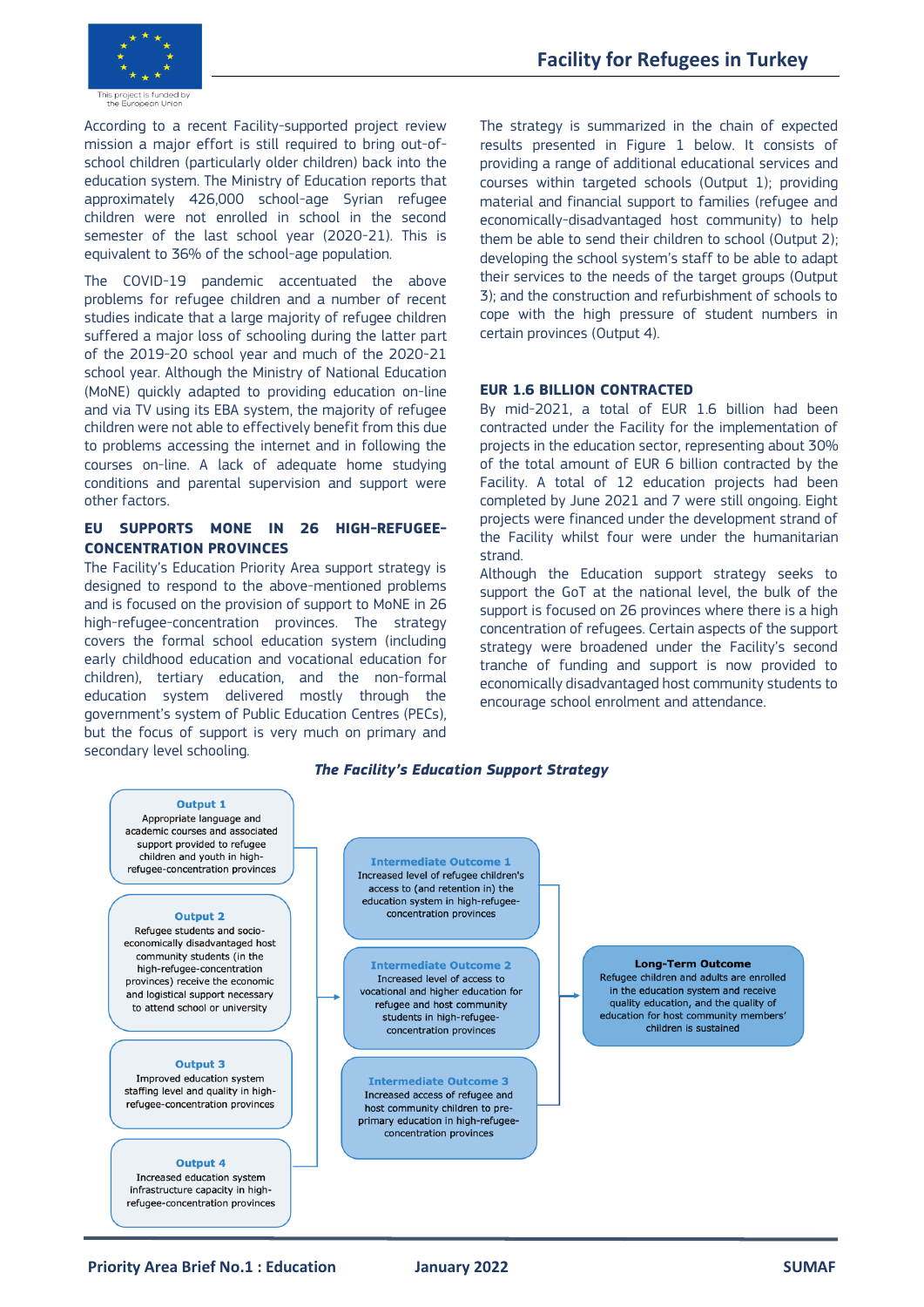According to a recent Facility-supported project review mission a major effort is still required to bring out-of-school children (particularly older children) back into the education system. The Ministry of Education reports that approximately 426,000 school-age Syrian refugee children were not enrolled in school in the second semester of the last school year (2020-21). This is equivalent to 36% of the school-age population.

The COVID-19 pandemic accentuated the above problems for refugee children and a number of recent studies indicate that a large majority of refugee children suffered a major loss of schooling during the latter part of the 2019-20 school year and much of the 2020-21 school year. Although the Ministry of National Education (MoNE) quickly adapted to providing education on-line and via TV using its EBA system, the majority of refugee children were not able to effectively benefit from this due to problems accessing the internet and in following the courses on-line. A lack of adequate home studying conditions and parental supervision and support were other factors.

### EU SUPPORTS MONE IN 26 HIGH-REFUGEE-CONCENTRATION PROVINCES

The Facility's Education Priority Area support strategy is designed to respond to the above-mentioned problems and is focused on the provision of support to MoNE in 26 high-refugee-concentration provinces. The strategy covers the formal school education system (including early childhood education and vocational education for children), tertiary education, and the non-formal education system delivered mostly through the government's system of Public Education Centres (PECs), but the focus of support is very much on primary and secondary level schooling.

The strategy is summarized in the chain of expected results presented in Figure 1 below. It consists of providing a range of additional educational services and courses within targeted schools (Output 1); providing material and financial support to families (refugee and economically-disadvantaged host community) to help them be able to send their children to school (Output 2); developing the school system's staff to be able to adapt their services to the needs of the target groups (Output 3); and the construction and refurbishment of schools to cope with the high pressure of student numbers in certain provinces (Output 4).

### EUR 1.6 BILLION CONTRACTED

By mid-2021, a total of EUR 1.6 billion had been contracted under the Facility for the implementation of projects in the education sector, representing about 30% of the total amount of EUR 6 billion contracted by the Facility. A total of 12 education projects had been completed by June 2021 and 7 were still ongoing. Eight projects were financed under the development strand of the Facility whilst four were under the humanitarian strand.

Although the Education support strategy seeks to support the GoT at the national level, the bulk of the support is focused on 26 provinces where there is a high concentration of refugees. Certain aspects of the support strategy were broadened under the Facility's second tranche of funding and support is now provided to economically disadvantaged host community students to encourage school enrolment and attendance.

***The Facility's Education Support Strategy***

**Output 1**
Appropriate language and academic courses and associated support provided to refugee children and youth in high-refugee-concentration provinces

**Output 2**
Refugee students and socio-economically disadvantaged host community students (in the high-refugee-concentration provinces) receive the economic and logistical support necessary to attend school or university

**Output 3**
Improved education system staffing level and quality in high-refugee-concentration provinces

**Output 4**
Increased education system infrastructure capacity in high-refugee-concentration provinces

→

**Intermediate Outcome 1**
Increased level of refugee children's access to (and retention in) the education system in high-refugee-concentration provinces

**Intermediate Outcome 2**
Increased level of access to vocational and higher education for refugee and host community students in high-refugee-concentration provinces

**Intermediate Outcome 3**
Increased access of refugee and host community children to pre-primary education in high-refugee-concentration provinces

→

**Long-Term Outcome**
Refugee children and adults are enrolled in the education system and receive quality education, and the quality of education for host community members' children is sustained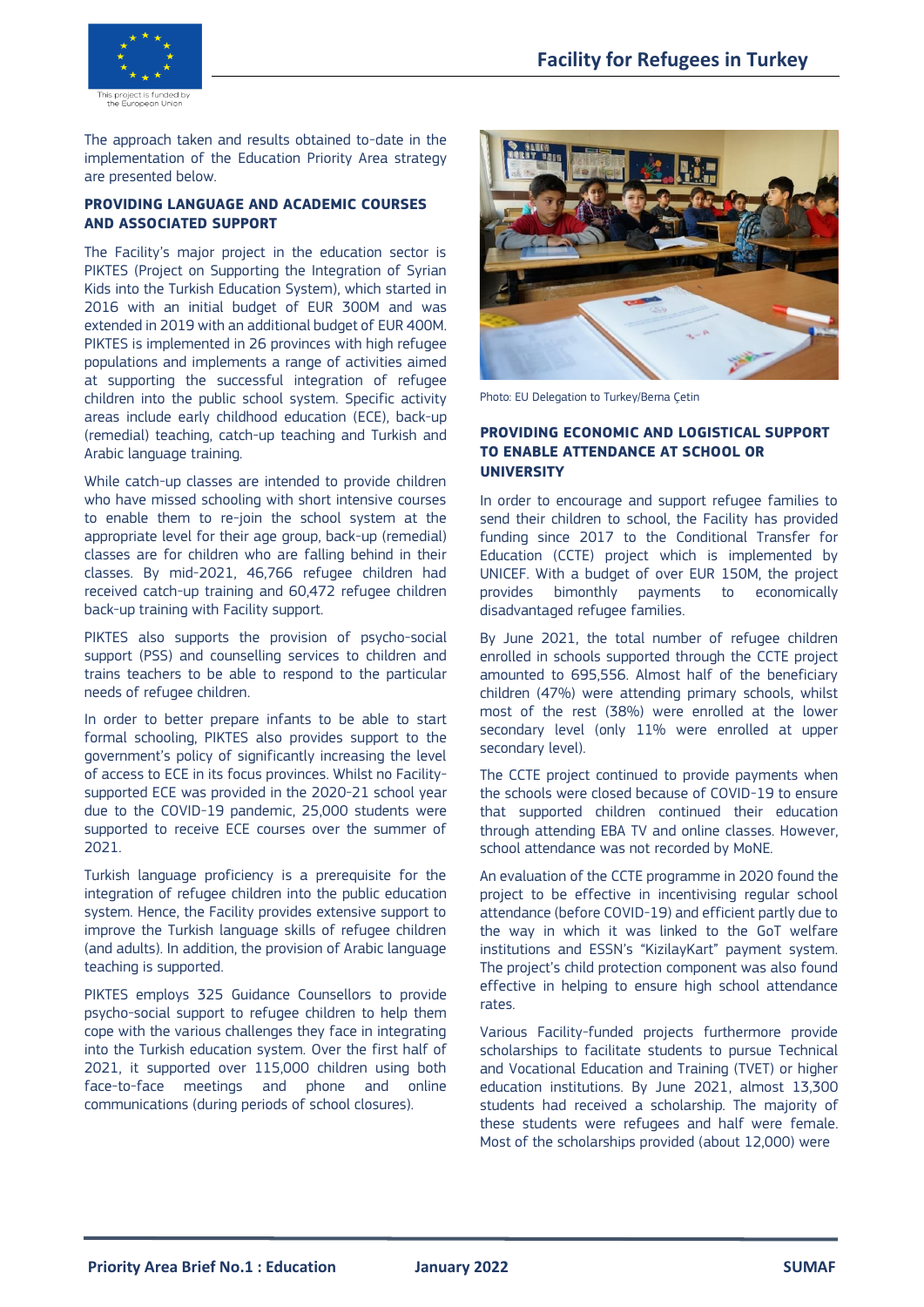The approach taken and results obtained to-date in the implementation of the Education Priority Area strategy are presented below.

### PROVIDING LANGUAGE AND ACADEMIC COURSES AND ASSOCIATED SUPPORT

The Facility's major project in the education sector is PIKTES (Project on Supporting the Integration of Syrian Kids into the Turkish Education System), which started in 2016 with an initial budget of EUR 300M and was extended in 2019 with an additional budget of EUR 400M. PIKTES is implemented in 26 provinces with high refugee populations and implements a range of activities aimed at supporting the successful integration of refugee children into the public school system. Specific activity areas include early childhood education (ECE), back-up (remedial) teaching, catch-up teaching and Turkish and Arabic language training.

While catch-up classes are intended to provide children who have missed schooling with short intensive courses to enable them to re-join the school system at the appropriate level for their age group, back-up (remedial) classes are for children who are falling behind in their classes. By mid-2021, 46,766 refugee children had received catch-up training and 60,472 refugee children back-up training with Facility support.

PIKTES also supports the provision of psycho-social support (PSS) and counselling services to children and trains teachers to be able to respond to the particular needs of refugee children.

In order to better prepare infants to be able to start formal schooling, PIKTES also provides support to the government's policy of significantly increasing the level of access to ECE in its focus provinces. Whilst no Facility-supported ECE was provided in the 2020-21 school year due to the COVID-19 pandemic, 25,000 students were supported to receive ECE courses over the summer of 2021.

Turkish language proficiency is a prerequisite for the integration of refugee children into the public education system. Hence, the Facility provides extensive support to improve the Turkish language skills of refugee children (and adults). In addition, the provision of Arabic language teaching is supported.

PIKTES employs 325 Guidance Counsellors to provide psycho-social support to refugee children to help them cope with the various challenges they face in integrating into the Turkish education system. Over the first half of 2021, it supported over 115,000 children using both face-to-face meetings and phone and online communications (during periods of school closures).

Photo: EU Delegation to Turkey/Berna Çetin

### PROVIDING ECONOMIC AND LOGISTICAL SUPPORT TO ENABLE ATTENDANCE AT SCHOOL OR UNIVERSITY

In order to encourage and support refugee families to send their children to school, the Facility has provided funding since 2017 to the Conditional Transfer for Education (CCTE) project which is implemented by UNICEF. With a budget of over EUR 150M, the project provides bimonthly payments to economically disadvantaged refugee families.

By June 2021, the total number of refugee children enrolled in schools supported through the CCTE project amounted to 695,556. Almost half of the beneficiary children (47%) were attending primary schools, whilst most of the rest (38%) were enrolled at the lower secondary level (only 11% were enrolled at upper secondary level).

The CCTE project continued to provide payments when the schools were closed because of COVID-19 to ensure that supported children continued their education through attending EBA TV and online classes. However, school attendance was not recorded by MoNE.

An evaluation of the CCTE programme in 2020 found the project to be effective in incentivising regular school attendance (before COVID-19) and efficient partly due to the way in which it was linked to the GoT welfare institutions and ESSN's "KizilayKart" payment system. The project's child protection component was also found effective in helping to ensure high school attendance rates.

Various Facility-funded projects furthermore provide scholarships to facilitate students to pursue Technical and Vocational Education and Training (TVET) or higher education institutions. By June 2021, almost 13,300 students had received a scholarship. The majority of these students were refugees and half were female. Most of the scholarships provided (about 12,000) were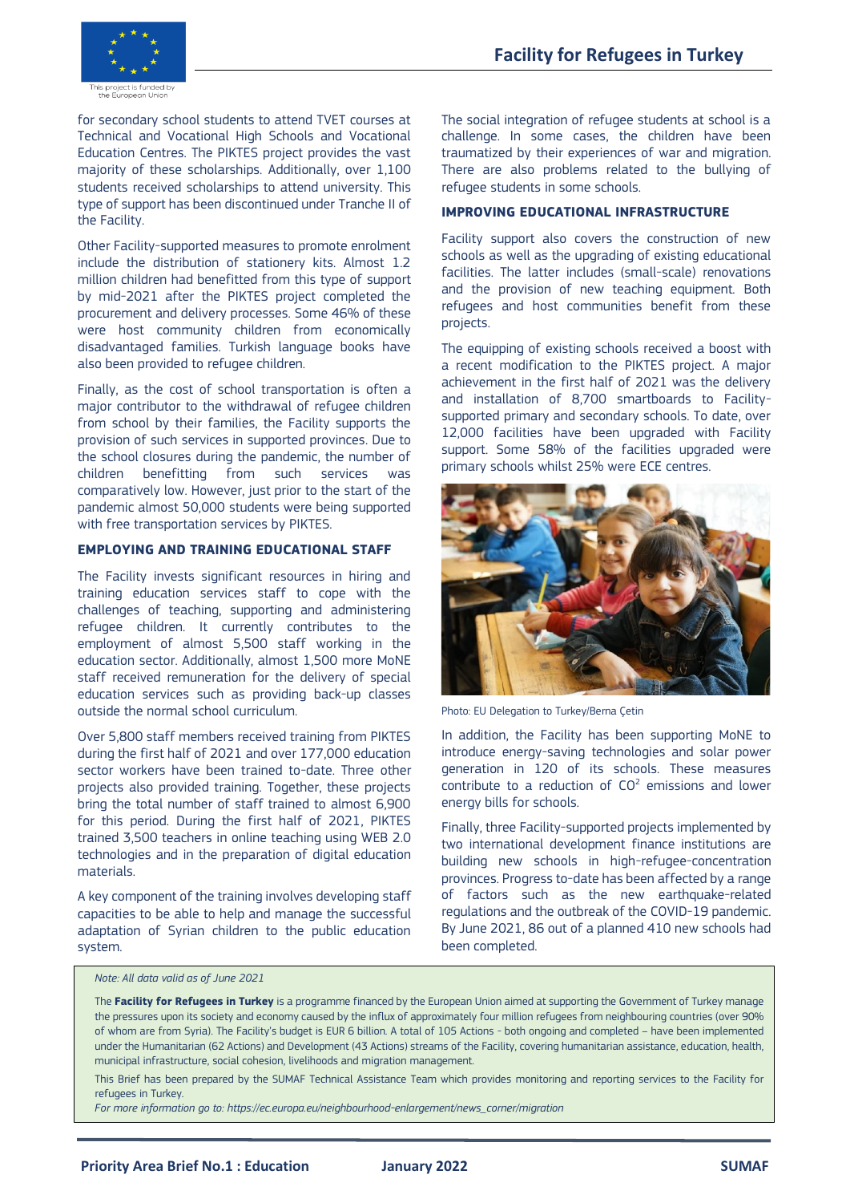for secondary school students to attend TVET courses at Technical and Vocational High Schools and Vocational Education Centres. The PIKTES project provides the vast majority of these scholarships. Additionally, over 1,100 students received scholarships to attend university. This type of support has been discontinued under Tranche II of the Facility.

Other Facility-supported measures to promote enrolment include the distribution of stationery kits. Almost 1.2 million children had benefitted from this type of support by mid-2021 after the PIKTES project completed the procurement and delivery processes. Some 46% of these were host community children from economically disadvantaged families. Turkish language books have also been provided to refugee children.

Finally, as the cost of school transportation is often a major contributor to the withdrawal of refugee children from school by their families, the Facility supports the provision of such services in supported provinces. Due to the school closures during the pandemic, the number of children benefitting from such services was comparatively low. However, just prior to the start of the pandemic almost 50,000 students were being supported with free transportation services by PIKTES.

### EMPLOYING AND TRAINING EDUCATIONAL STAFF

The Facility invests significant resources in hiring and training education services staff to cope with the challenges of teaching, supporting and administering refugee children. It currently contributes to the employment of almost 5,500 staff working in the education sector. Additionally, almost 1,500 more MoNE staff received remuneration for the delivery of special education services such as providing back-up classes outside the normal school curriculum.

Over 5,800 staff members received training from PIKTES during the first half of 2021 and over 177,000 education sector workers have been trained to-date. Three other projects also provided training. Together, these projects bring the total number of staff trained to almost 6,900 for this period. During the first half of 2021, PIKTES trained 3,500 teachers in online teaching using WEB 2.0 technologies and in the preparation of digital education materials.

A key component of the training involves developing staff capacities to be able to help and manage the successful adaptation of Syrian children to the public education system.

The social integration of refugee students at school is a challenge. In some cases, the children have been traumatized by their experiences of war and migration. There are also problems related to the bullying of refugee students in some schools.

### IMPROVING EDUCATIONAL INFRASTRUCTURE

Facility support also covers the construction of new schools as well as the upgrading of existing educational facilities. The latter includes (small-scale) renovations and the provision of new teaching equipment. Both refugees and host communities benefit from these projects.

The equipping of existing schools received a boost with a recent modification to the PIKTES project. A major achievement in the first half of 2021 was the delivery and installation of 8,700 smartboards to Facility-supported primary and secondary schools. To date, over 12,000 facilities have been upgraded with Facility support. Some 58% of the facilities upgraded were primary schools whilst 25% were ECE centres.

Photo: EU Delegation to Turkey/Berna Çetin

In addition, the Facility has been supporting MoNE to introduce energy-saving technologies and solar power generation in 120 of its schools. These measures contribute to a reduction of $CO^2$ emissions and lower energy bills for schools.

Finally, three Facility-supported projects implemented by two international development finance institutions are building new schools in high-refugee-concentration provinces. Progress to-date has been affected by a range of factors such as the new earthquake-related regulations and the outbreak of the COVID-19 pandemic. By June 2021, 86 out of a planned 410 new schools had been completed.

*Note: All data valid as of June 2021*

The **Facility for Refugees in Turkey** is a programme financed by the European Union aimed at supporting the Government of Turkey manage the pressures upon its society and economy caused by the influx of approximately four million refugees from neighbouring countries (over 90% of whom are from Syria). The Facility's budget is EUR 6 billion. A total of 105 Actions - both ongoing and completed – have been implemented under the Humanitarian (62 Actions) and Development (43 Actions) streams of the Facility, covering humanitarian assistance, education, health, municipal infrastructure, social cohesion, livelihoods and migration management.

This Brief has been prepared by the SUMAF Technical Assistance Team which provides monitoring and reporting services to the Facility for refugees in Turkey.

*For more information go to: https://ec.europa.eu/neighbourhood-enlargement/news_corner/migration*